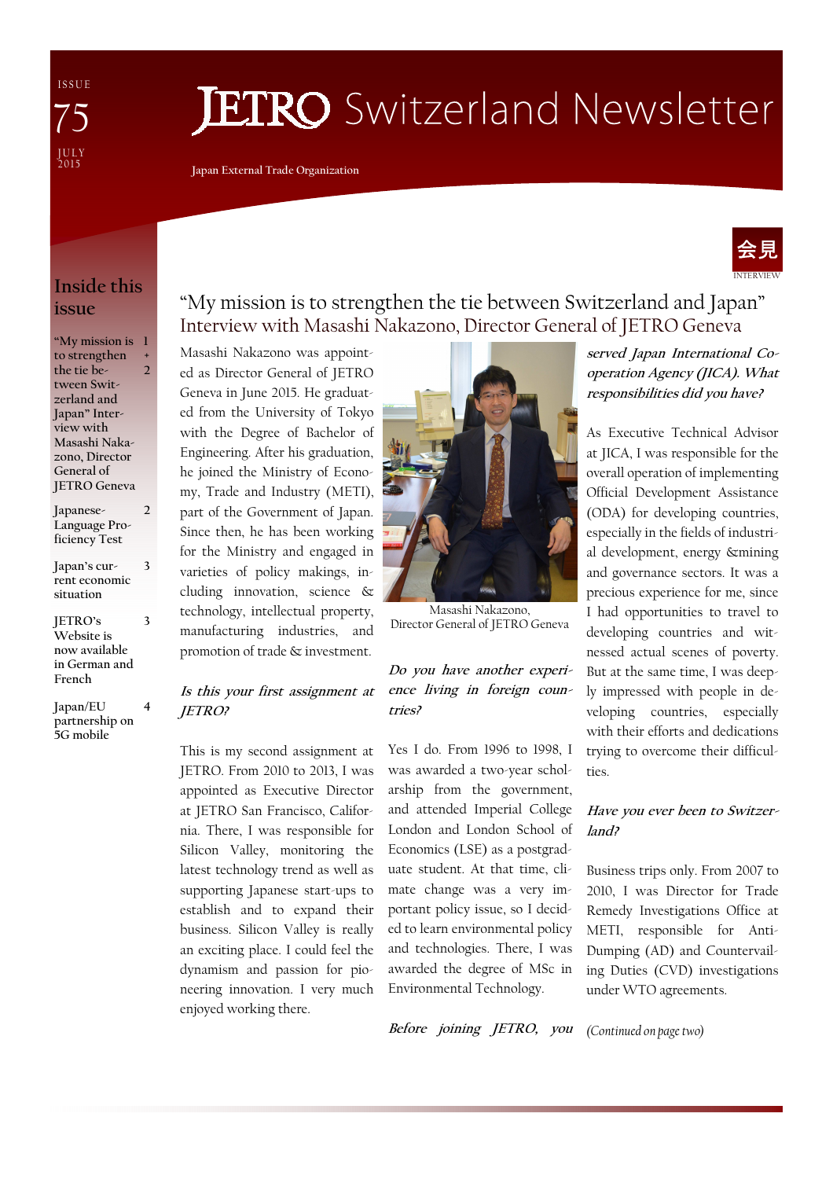ISSUE 75 JULY 2015

# JETRO Switzerland Newsletter

Japan External Trade Organization

## Inside this issue

| | |
|---|---|
| "My mission is to strengthen the tie between Switzerland and Japan" Interview with Masashi Nakazono, Director General of JETRO Geneva | 1 + 2 |
| Japanese-Language Proficiency Test | 2 |
| Japan's current economic situation | 3 |
| JETRO's Website is now available in German and French | 3 |
| Japan/EU partnership on 5G mobile | 4 |

会見 INTERVIEW

## "My mission is to strengthen the tie between Switzerland and Japan"

### Interview with Masashi Nakazono, Director General of JETRO Geneva

Masashi Nakazono was appointed as Director General of JETRO Geneva in June 2015. He graduated from the University of Tokyo with the Degree of Bachelor of Engineering. After his graduation, he joined the Ministry of Economy, Trade and Industry (METI), part of the Government of Japan. Since then, he has been working for the Ministry and engaged in varieties of policy makings, including innovation, science & technology, intellectual property, manufacturing industries, and promotion of trade & investment.

Masashi Nakazono, Director General of JETRO Geneva

***Is this your first assignment at JETRO?***

This is my second assignment at JETRO. From 2010 to 2013, I was appointed as Executive Director at JETRO San Francisco, California. There, I was responsible for Silicon Valley, monitoring the latest technology trend as well as supporting Japanese start-ups to establish and to expand their business. Silicon Valley is really an exciting place. I could feel the dynamism and passion for pioneering innovation. I very much enjoyed working there.

***Do you have another experience living in foreign countries?***

Yes I do. From 1996 to 1998, I was awarded a two-year scholarship from the government, and attended Imperial College London and London School of Economics (LSE) as a postgraduate student. At that time, climate change was a very important policy issue, so I decided to learn environmental policy and technologies. There, I was awarded the degree of MSc in Environmental Technology.

***Before joining JETRO, you served Japan International Co-operation Agency (JICA). What responsibilities did you have?***

As Executive Technical Advisor at JICA, I was responsible for the overall operation of implementing Official Development Assistance (ODA) for developing countries, especially in the fields of industrial development, energy &mining and governance sectors. It was a precious experience for me, since I had opportunities to travel to developing countries and witnessed actual scenes of poverty. But at the same time, I was deeply impressed with people in developing countries, especially with their efforts and dedications trying to overcome their difficulties.

***Have you ever been to Switzerland?***

Business trips only. From 2007 to 2010, I was Director for Trade Remedy Investigations Office at METI, responsible for Anti-Dumping (AD) and Countervailing Duties (CVD) investigations under WTO agreements.

*(Continued on page two)*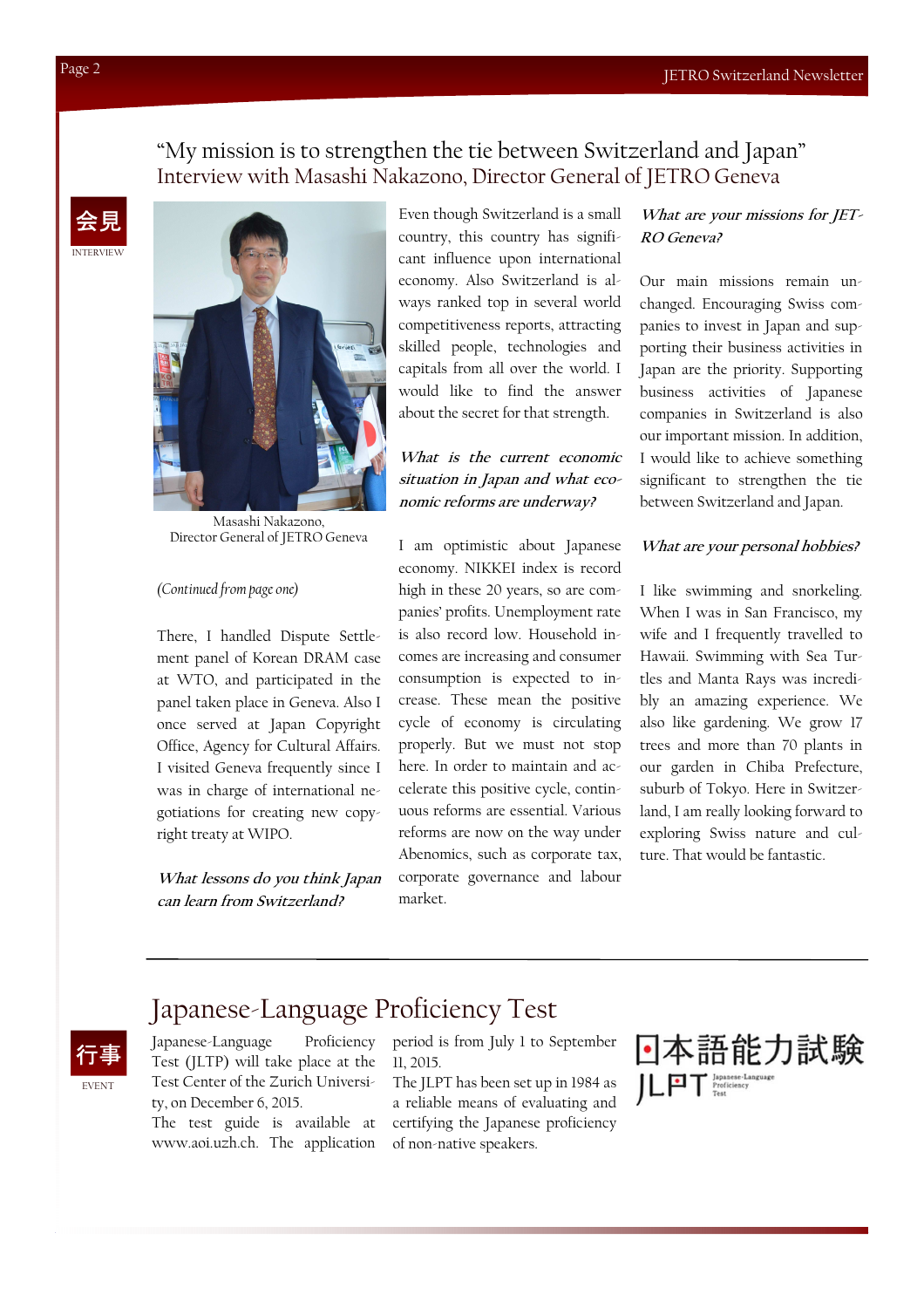# "My mission is to strengthen the tie between Switzerland and Japan"

## Interview with Masashi Nakazono, Director General of JETRO Geneva

会見

INTERVIEW

Masashi Nakazono,
Director General of JETRO Geneva

*(Continued from page one)*

There, I handled Dispute Settlement panel of Korean DRAM case at WTO, and participated in the panel taken place in Geneva. Also I once served at Japan Copyright Office, Agency for Cultural Affairs. I visited Geneva frequently since I was in charge of international negotiations for creating new copyright treaty at WIPO.

***What lessons do you think Japan can learn from Switzerland?***

Even though Switzerland is a small country, this country has significant influence upon international economy. Also Switzerland is always ranked top in several world competitiveness reports, attracting skilled people, technologies and capitals from all over the world. I would like to find the answer about the secret for that strength.

***What is the current economic situation in Japan and what economic reforms are underway?***

I am optimistic about Japanese economy. NIKKEI index is record high in these 20 years, so are companies' profits. Unemployment rate is also record low. Household incomes are increasing and consumer consumption is expected to increase. These mean the positive cycle of economy is circulating properly. But we must not stop here. In order to maintain and accelerate this positive cycle, continuous reforms are essential. Various reforms are now on the way under Abenomics, such as corporate tax, corporate governance and labour market.

***What are your missions for JETRO Geneva?***

Our main missions remain unchanged. Encouraging Swiss companies to invest in Japan and supporting their business activities in Japan are the priority. Supporting business activities of Japanese companies in Switzerland is also our important mission. In addition, I would like to achieve something significant to strengthen the tie between Switzerland and Japan.

***What are your personal hobbies?***

I like swimming and snorkeling. When I was in San Francisco, my wife and I frequently travelled to Hawaii. Swimming with Sea Turtles and Manta Rays was incredibly an amazing experience. We also like gardening. We grow 17 trees and more than 70 plants in our garden in Chiba Prefecture, suburb of Tokyo. Here in Switzerland, I am really looking forward to exploring Swiss nature and culture. That would be fantastic.

---

# Japanese-Language Proficiency Test

行事

EVENT

Japanese-Language Proficiency Test (JLTP) will take place at the Test Center of the Zurich University, on December 6, 2015.
The test guide is available at www.aoi.uzh.ch. The application period is from July 1 to September 11, 2015.
The JLPT has been set up in 1984 as a reliable means of evaluating and certifying the Japanese proficiency of non-native speakers.

日本語能力試験
JLPT Japanese-Language Proficiency Test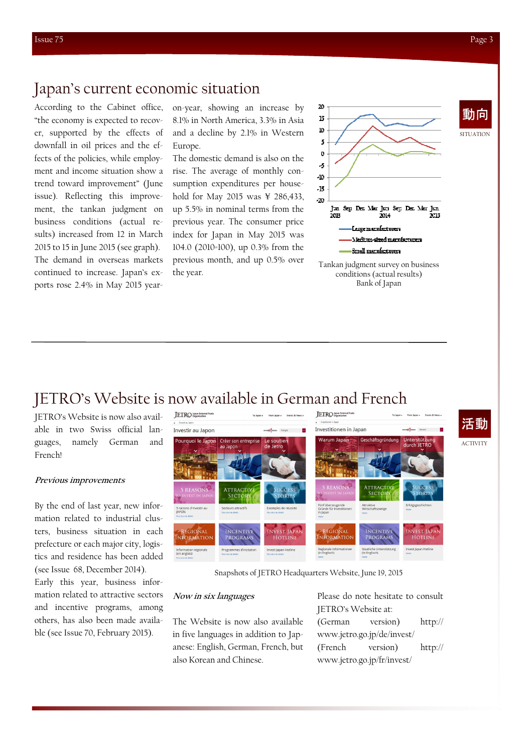# Japan's current economic situation

According to the Cabinet office, "the economy is expected to recover, supported by the effects of downfall in oil prices and the effects of the policies, while employment and income situation show a trend toward improvement" (June issue). Reflecting this improvement, the tankan judgment on business conditions (actual results) increased from 12 in March 2015 to 15 in June 2015 (see graph). The demand in overseas markets continued to increase. Japan's exports rose 2.4% in May 2015 year-on-year, showing an increase by 8.1% in North America, 3.3% in Asia and a decline by 2.1% in Western Europe.

The domestic demand is also on the rise. The average of monthly consumption expenditures per household for May 2015 was ¥ 286,433, up 5.5% in nominal terms from the previous year. The consumer price index for Japan in May 2015 was 104.0 (2010=100), up 0.3% from the previous month, and up 0.5% over the year.

Large manufacturers
Medium-sized manufacturers
Small manufacturers

Tankan judgment survey on business conditions (actual results)
Bank of Japan

動向
SITUATION

# JETRO's Website is now available in German and French

JETRO's Website is now also available in two Swiss official languages, namely German and French!

### *Previous improvements*

By the end of last year, new information related to industrial clusters, business situation in each prefecture or each major city, logistics and residence has been added (see Issue 68, December 2014).

Early this year, business information related to attractive sectors and incentive programs, among others, has also been made available (see Issue 70, February 2015).

Snapshots of JETRO Headquarters Website, June 19, 2015

### *Now in six languages*

The Website is now also available in five languages in addition to Japanese: English, German, French, but also Korean and Chinese.

Please do note hesitate to consult JETRO's Website at:
(German version) http://www.jetro.go.jp/de/invest/
(French version) http://www.jetro.go.jp/fr/invest/

活動
ACTIVITY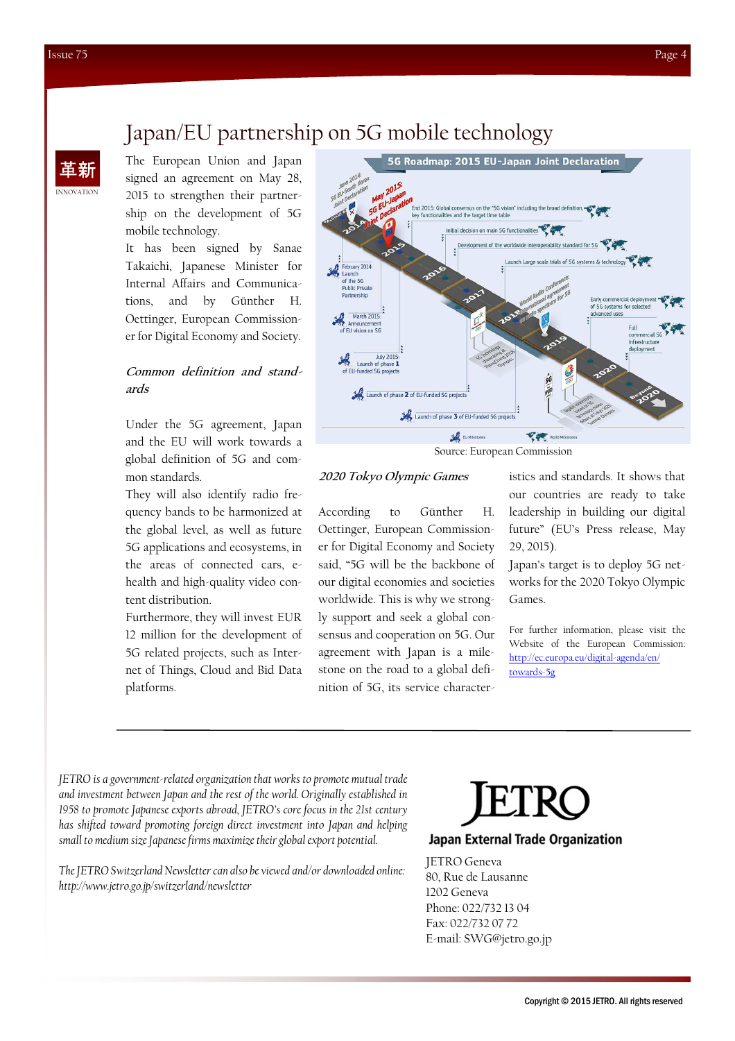# Japan/EU partnership on 5G mobile technology

革新

INNOVATION

The European Union and Japan signed an agreement on May 28, 2015 to strengthen their partnership on the development of 5G mobile technology.

It has been signed by Sanae Takaichi, Japanese Minister for Internal Affairs and Communications, and by Günther H. Oettinger, European Commissioner for Digital Economy and Society.

### *Common definition and standards*

Under the 5G agreement, Japan and the EU will work towards a global definition of 5G and common standards.

They will also identify radio frequency bands to be harmonized at the global level, as well as future 5G applications and ecosystems, in the areas of connected cars, e-health and high-quality video content distribution.

Furthermore, they will invest EUR 12 million for the development of 5G related projects, such as Internet of Things, Cloud and Bid Data platforms.

5G Roadmap: 2015 EU-Japan Joint Declaration

June 2014: 5G EU-South Korea Joint Declaration

May 2015: 5G EU-Japan Joint Declaration

2014

2015

2016

2017

2018

2019

2020

Beyond 2020

End 2015: Global consensus on the "5G vision" including the broad definition, key functionalities and the target time table

Initial decision on main 5G functionalities

Development of the worldwide interoperability standard for 5G

Launch Large scale trials of 5G systems & technology

Early commercial deployment of 5G systems for selected advanced uses

Full commercial 5G infrastructure deployment

February 2014: Launch of the 5G Public Private Partnership

March 2015: Announcement of EU vision on 5G

July 2015: Launch of phase 1 of EU-funded 5G projects

Launch of phase 2 of EU-funded 5G projects

Launch of phase 3 of EU-funded 5G projects

World Radio Conference: international agreement on spectrum for 5G

5G technology showcasing at PyeongChang 2018 Olympics

5G

Eligible contributions based on 5G technology review, feasibility & Tokyo 2020 Summer Olympics

EU Milestones

World Milestones

Source: European Commission

### *2020 Tokyo Olympic Games*

According to Günther H. Oettinger, European Commissioner for Digital Economy and Society said, "5G will be the backbone of our digital economies and societies worldwide. This is why we strongly support and seek a global consensus and cooperation on 5G. Our agreement with Japan is a milestone on the road to a global definition of 5G, its service characteristics and standards. It shows that our countries are ready to take leadership in building our digital future" (EU's Press release, May 29, 2015).

Japan's target is to deploy 5G networks for the 2020 Tokyo Olympic Games.

For further information, please visit the Website of the European Commission: http://ec.europa.eu/digital-agenda/en/towards-5g

---

*JETRO is a government-related organization that works to promote mutual trade and investment between Japan and the rest of the world. Originally established in 1958 to promote Japanese exports abroad, JETRO's core focus in the 21st century has shifted toward promoting foreign direct investment into Japan and helping small to medium size Japanese firms maximize their global export potential.*

*The JETRO Switzerland Newsletter can also be viewed and/or downloaded online: http://www.jetro.go.jp/switzerland/newsletter*

JETRO

**Japan External Trade Organization**

JETRO Geneva
80, Rue de Lausanne
1202 Geneva
Phone: 022/732 13 04
Fax: 022/732 07 72
E-mail: SWG@jetro.go.jp

Copyright © 2015 JETRO. All rights reserved